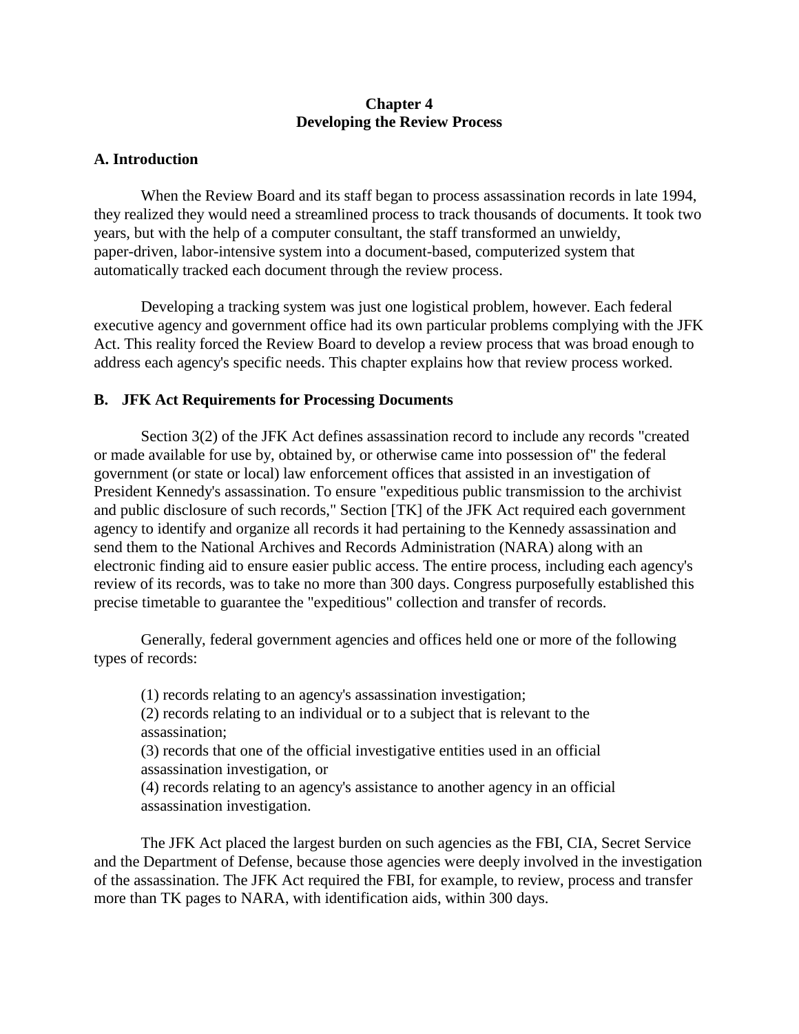# Chapter 4
# Developing the Review Process

## A. Introduction

When the Review Board and its staff began to process assassination records in late 1994, they realized they would need a streamlined process to track thousands of documents. It took two years, but with the help of a computer consultant, the staff transformed an unwieldy, paper-driven, labor-intensive system into a document-based, computerized system that automatically tracked each document through the review process.

Developing a tracking system was just one logistical problem, however. Each federal executive agency and government office had its own particular problems complying with the JFK Act. This reality forced the Review Board to develop a review process that was broad enough to address each agency's specific needs. This chapter explains how that review process worked.

## B. JFK Act Requirements for Processing Documents

Section 3(2) of the JFK Act defines assassination record to include any records "created or made available for use by, obtained by, or otherwise came into possession of" the federal government (or state or local) law enforcement offices that assisted in an investigation of President Kennedy's assassination. To ensure "expeditious public transmission to the archivist and public disclosure of such records," Section [TK] of the JFK Act required each government agency to identify and organize all records it had pertaining to the Kennedy assassination and send them to the National Archives and Records Administration (NARA) along with an electronic finding aid to ensure easier public access. The entire process, including each agency's review of its records, was to take no more than 300 days. Congress purposefully established this precise timetable to guarantee the "expeditious" collection and transfer of records.

Generally, federal government agencies and offices held one or more of the following types of records:

(1) records relating to an agency's assassination investigation;
(2) records relating to an individual or to a subject that is relevant to the assassination;
(3) records that one of the official investigative entities used in an official assassination investigation, or
(4) records relating to an agency's assistance to another agency in an official assassination investigation.

The JFK Act placed the largest burden on such agencies as the FBI, CIA, Secret Service and the Department of Defense, because those agencies were deeply involved in the investigation of the assassination. The JFK Act required the FBI, for example, to review, process and transfer more than TK pages to NARA, with identification aids, within 300 days.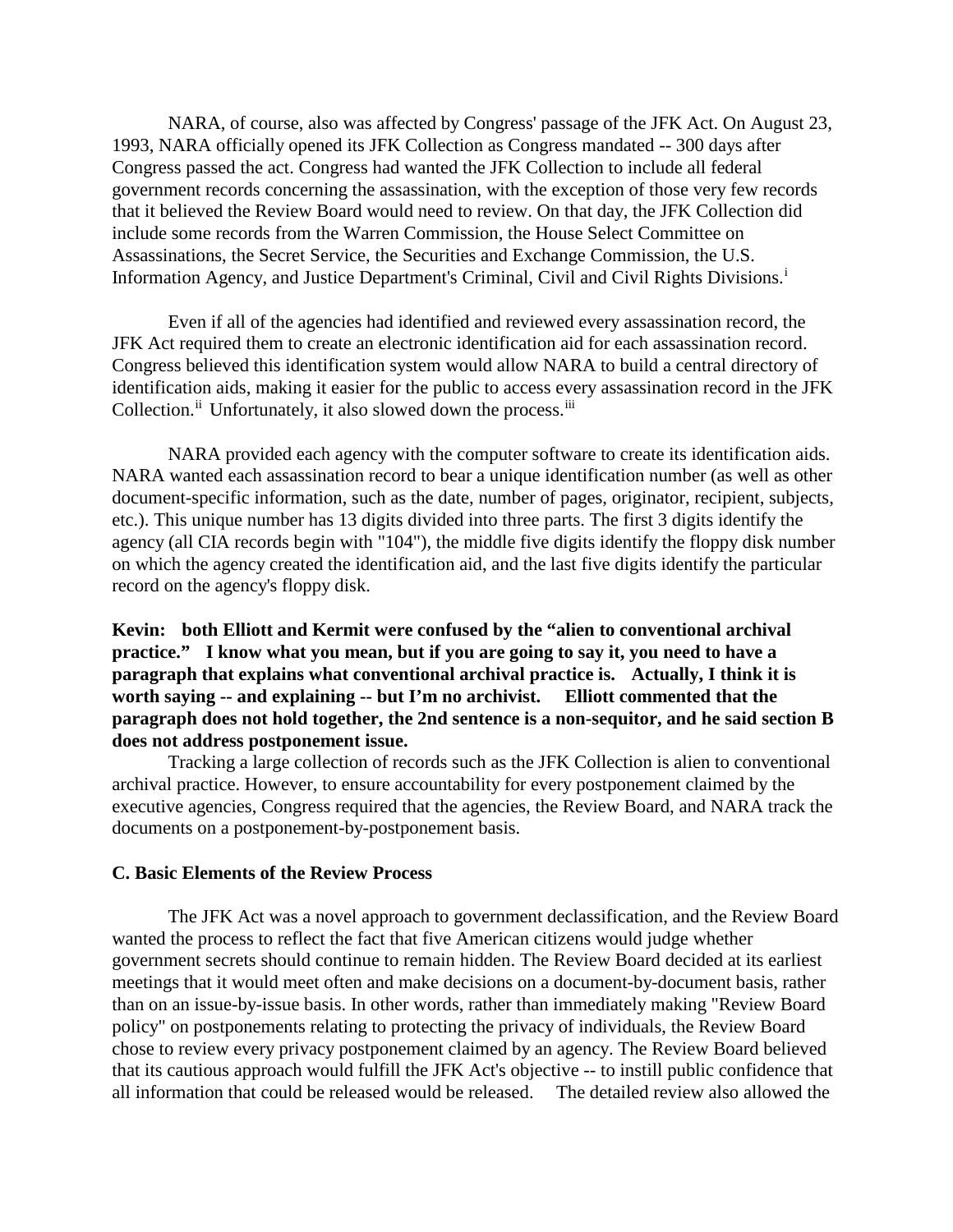NARA, of course, also was affected by Congress' passage of the JFK Act. On August 23, 1993, NARA officially opened its JFK Collection as Congress mandated -- 300 days after Congress passed the act. Congress had wanted the JFK Collection to include all federal government records concerning the assassination, with the exception of those very few records that it believed the Review Board would need to review. On that day, the JFK Collection did include some records from the Warren Commission, the House Select Committee on Assassinations, the Secret Service, the Securities and Exchange Commission, the U.S. Information Agency, and Justice Department's Criminal, Civil and Civil Rights Divisions.[i]

Even if all of the agencies had identified and reviewed every assassination record, the JFK Act required them to create an electronic identification aid for each assassination record. Congress believed this identification system would allow NARA to build a central directory of identification aids, making it easier for the public to access every assassination record in the JFK Collection.[ii] Unfortunately, it also slowed down the process.[iii]

NARA provided each agency with the computer software to create its identification aids. NARA wanted each assassination record to bear a unique identification number (as well as other document-specific information, such as the date, number of pages, originator, recipient, subjects, etc.). This unique number has 13 digits divided into three parts. The first 3 digits identify the agency (all CIA records begin with "104"), the middle five digits identify the floppy disk number on which the agency created the identification aid, and the last five digits identify the particular record on the agency's floppy disk.

**Kevin: both Elliott and Kermit were confused by the "alien to conventional archival practice." I know what you mean, but if you are going to say it, you need to have a paragraph that explains what conventional archival practice is. Actually, I think it is worth saying -- and explaining -- but I'm no archivist. Elliott commented that the paragraph does not hold together, the 2nd sentence is a non-sequitor, and he said section B does not address postponement issue.**

Tracking a large collection of records such as the JFK Collection is alien to conventional archival practice. However, to ensure accountability for every postponement claimed by the executive agencies, Congress required that the agencies, the Review Board, and NARA track the documents on a postponement-by-postponement basis.

### C. Basic Elements of the Review Process

The JFK Act was a novel approach to government declassification, and the Review Board wanted the process to reflect the fact that five American citizens would judge whether government secrets should continue to remain hidden. The Review Board decided at its earliest meetings that it would meet often and make decisions on a document-by-document basis, rather than on an issue-by-issue basis. In other words, rather than immediately making "Review Board policy" on postponements relating to protecting the privacy of individuals, the Review Board chose to review every privacy postponement claimed by an agency. The Review Board believed that its cautious approach would fulfill the JFK Act's objective -- to instill public confidence that all information that could be released would be released. The detailed review also allowed the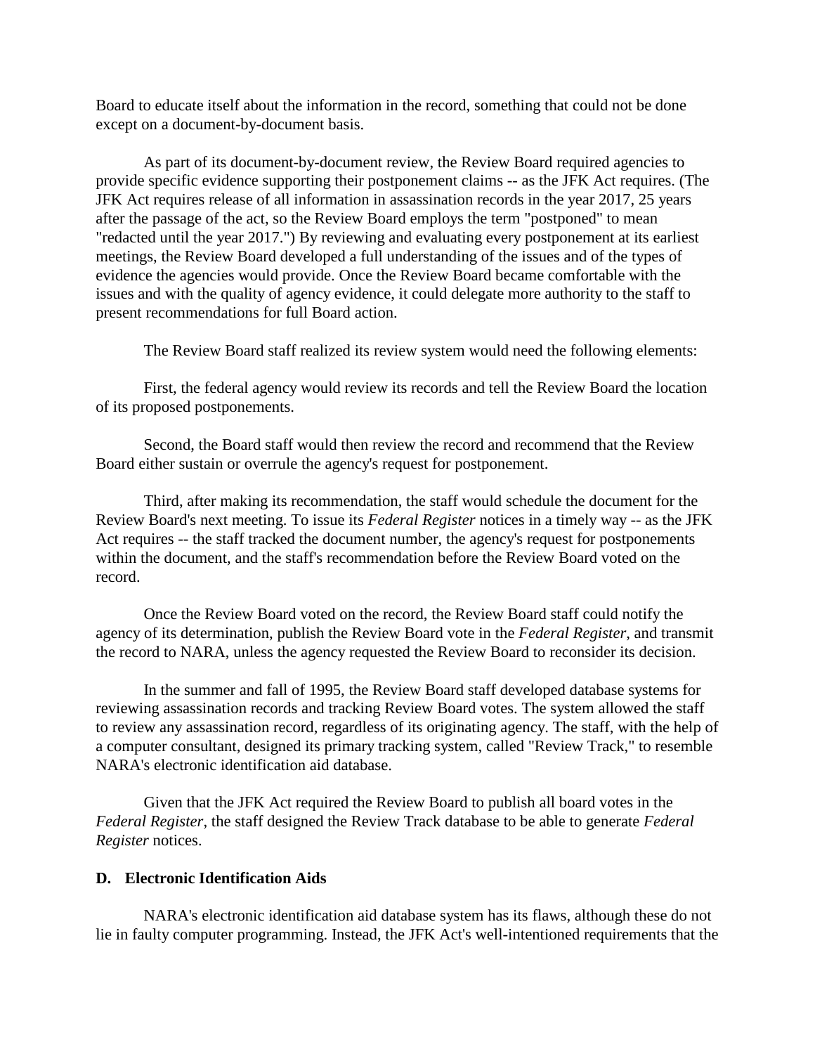Board to educate itself about the information in the record, something that could not be done except on a document-by-document basis.

As part of its document-by-document review, the Review Board required agencies to provide specific evidence supporting their postponement claims -- as the JFK Act requires. (The JFK Act requires release of all information in assassination records in the year 2017, 25 years after the passage of the act, so the Review Board employs the term "postponed" to mean "redacted until the year 2017.") By reviewing and evaluating every postponement at its earliest meetings, the Review Board developed a full understanding of the issues and of the types of evidence the agencies would provide. Once the Review Board became comfortable with the issues and with the quality of agency evidence, it could delegate more authority to the staff to present recommendations for full Board action.

The Review Board staff realized its review system would need the following elements:

First, the federal agency would review its records and tell the Review Board the location of its proposed postponements.

Second, the Board staff would then review the record and recommend that the Review Board either sustain or overrule the agency's request for postponement.

Third, after making its recommendation, the staff would schedule the document for the Review Board's next meeting. To issue its *Federal Register* notices in a timely way -- as the JFK Act requires -- the staff tracked the document number, the agency's request for postponements within the document, and the staff's recommendation before the Review Board voted on the record.

Once the Review Board voted on the record, the Review Board staff could notify the agency of its determination, publish the Review Board vote in the *Federal Register*, and transmit the record to NARA, unless the agency requested the Review Board to reconsider its decision.

In the summer and fall of 1995, the Review Board staff developed database systems for reviewing assassination records and tracking Review Board votes. The system allowed the staff to review any assassination record, regardless of its originating agency. The staff, with the help of a computer consultant, designed its primary tracking system, called "Review Track," to resemble NARA's electronic identification aid database.

Given that the JFK Act required the Review Board to publish all board votes in the *Federal Register*, the staff designed the Review Track database to be able to generate *Federal Register* notices.

**D. Electronic Identification Aids**

NARA's electronic identification aid database system has its flaws, although these do not lie in faulty computer programming. Instead, the JFK Act's well-intentioned requirements that the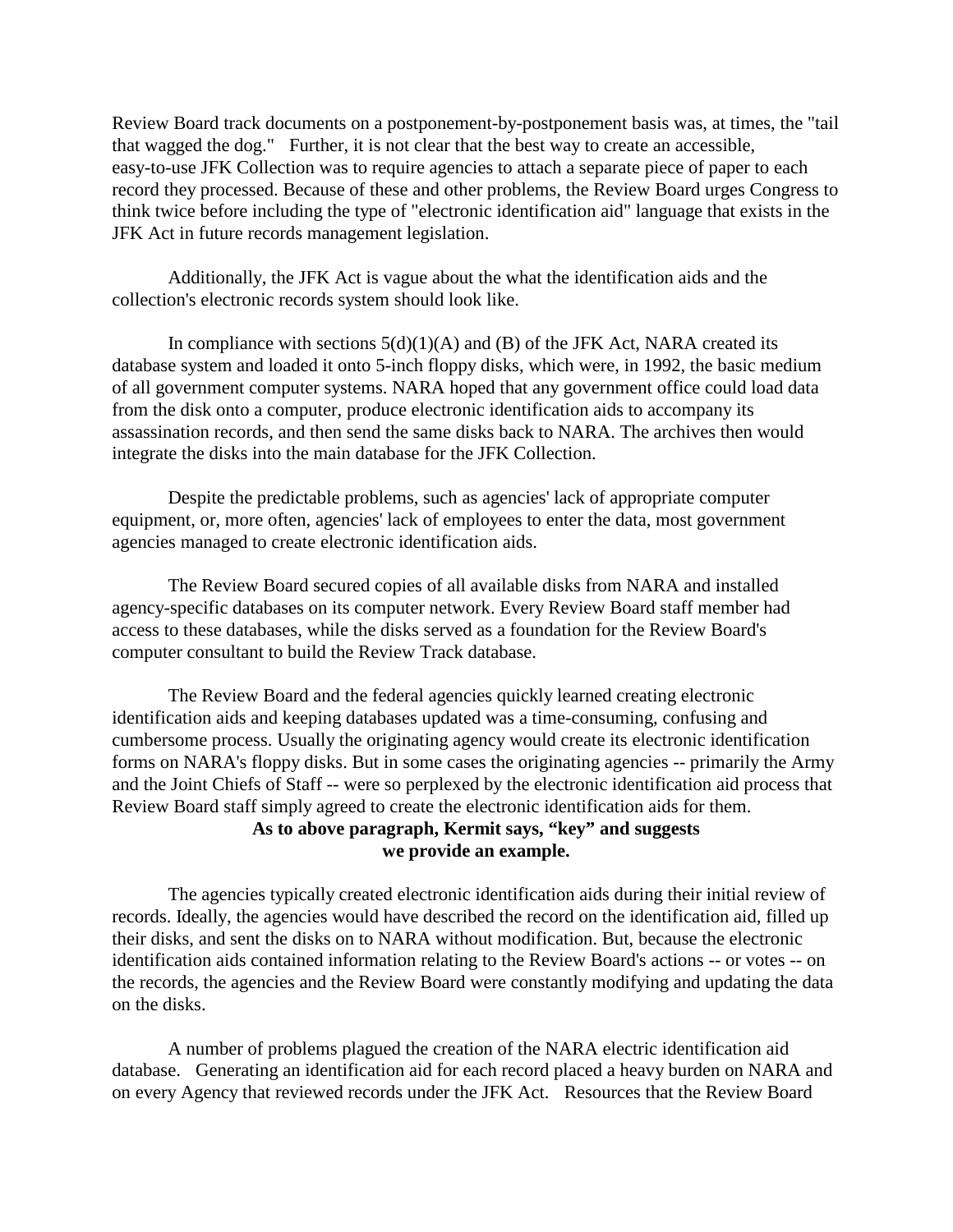Review Board track documents on a postponement-by-postponement basis was, at times, the "tail that wagged the dog." Further, it is not clear that the best way to create an accessible, easy-to-use JFK Collection was to require agencies to attach a separate piece of paper to each record they processed. Because of these and other problems, the Review Board urges Congress to think twice before including the type of "electronic identification aid" language that exists in the JFK Act in future records management legislation.

Additionally, the JFK Act is vague about the what the identification aids and the collection's electronic records system should look like.

In compliance with sections 5(d)(1)(A) and (B) of the JFK Act, NARA created its database system and loaded it onto 5-inch floppy disks, which were, in 1992, the basic medium of all government computer systems. NARA hoped that any government office could load data from the disk onto a computer, produce electronic identification aids to accompany its assassination records, and then send the same disks back to NARA. The archives then would integrate the disks into the main database for the JFK Collection.

Despite the predictable problems, such as agencies' lack of appropriate computer equipment, or, more often, agencies' lack of employees to enter the data, most government agencies managed to create electronic identification aids.

The Review Board secured copies of all available disks from NARA and installed agency-specific databases on its computer network. Every Review Board staff member had access to these databases, while the disks served as a foundation for the Review Board's computer consultant to build the Review Track database.

The Review Board and the federal agencies quickly learned creating electronic identification aids and keeping databases updated was a time-consuming, confusing and cumbersome process. Usually the originating agency would create its electronic identification forms on NARA's floppy disks. But in some cases the originating agencies -- primarily the Army and the Joint Chiefs of Staff -- were so perplexed by the electronic identification aid process that Review Board staff simply agreed to create the electronic identification aids for them.

**As to above paragraph, Kermit says, "key" and suggests we provide an example.**

The agencies typically created electronic identification aids during their initial review of records. Ideally, the agencies would have described the record on the identification aid, filled up their disks, and sent the disks on to NARA without modification. But, because the electronic identification aids contained information relating to the Review Board's actions -- or votes -- on the records, the agencies and the Review Board were constantly modifying and updating the data on the disks.

A number of problems plagued the creation of the NARA electric identification aid database. Generating an identification aid for each record placed a heavy burden on NARA and on every Agency that reviewed records under the JFK Act. Resources that the Review Board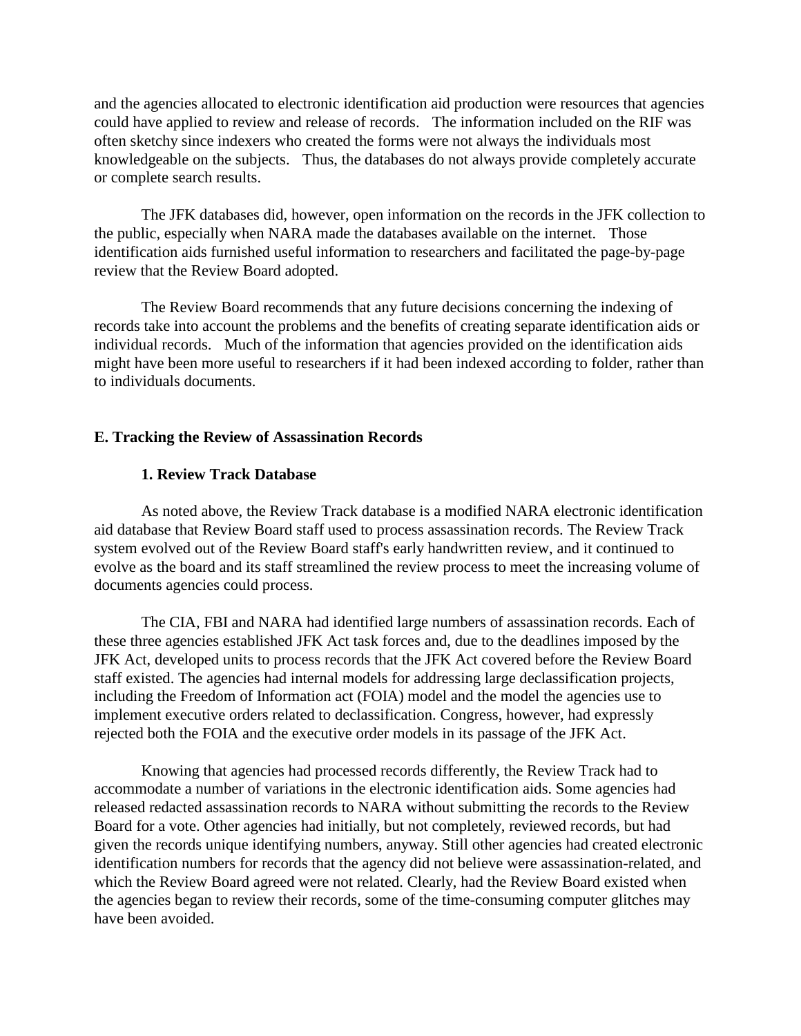and the agencies allocated to electronic identification aid production were resources that agencies could have applied to review and release of records. The information included on the RIF was often sketchy since indexers who created the forms were not always the individuals most knowledgeable on the subjects. Thus, the databases do not always provide completely accurate or complete search results.

The JFK databases did, however, open information on the records in the JFK collection to the public, especially when NARA made the databases available on the internet. Those identification aids furnished useful information to researchers and facilitated the page-by-page review that the Review Board adopted.

The Review Board recommends that any future decisions concerning the indexing of records take into account the problems and the benefits of creating separate identification aids or individual records. Much of the information that agencies provided on the identification aids might have been more useful to researchers if it had been indexed according to folder, rather than to individuals documents.

## E. Tracking the Review of Assassination Records

### 1. Review Track Database

As noted above, the Review Track database is a modified NARA electronic identification aid database that Review Board staff used to process assassination records. The Review Track system evolved out of the Review Board staff's early handwritten review, and it continued to evolve as the board and its staff streamlined the review process to meet the increasing volume of documents agencies could process.

The CIA, FBI and NARA had identified large numbers of assassination records. Each of these three agencies established JFK Act task forces and, due to the deadlines imposed by the JFK Act, developed units to process records that the JFK Act covered before the Review Board staff existed. The agencies had internal models for addressing large declassification projects, including the Freedom of Information act (FOIA) model and the model the agencies use to implement executive orders related to declassification. Congress, however, had expressly rejected both the FOIA and the executive order models in its passage of the JFK Act.

Knowing that agencies had processed records differently, the Review Track had to accommodate a number of variations in the electronic identification aids. Some agencies had released redacted assassination records to NARA without submitting the records to the Review Board for a vote. Other agencies had initially, but not completely, reviewed records, but had given the records unique identifying numbers, anyway. Still other agencies had created electronic identification numbers for records that the agency did not believe were assassination-related, and which the Review Board agreed were not related. Clearly, had the Review Board existed when the agencies began to review their records, some of the time-consuming computer glitches may have been avoided.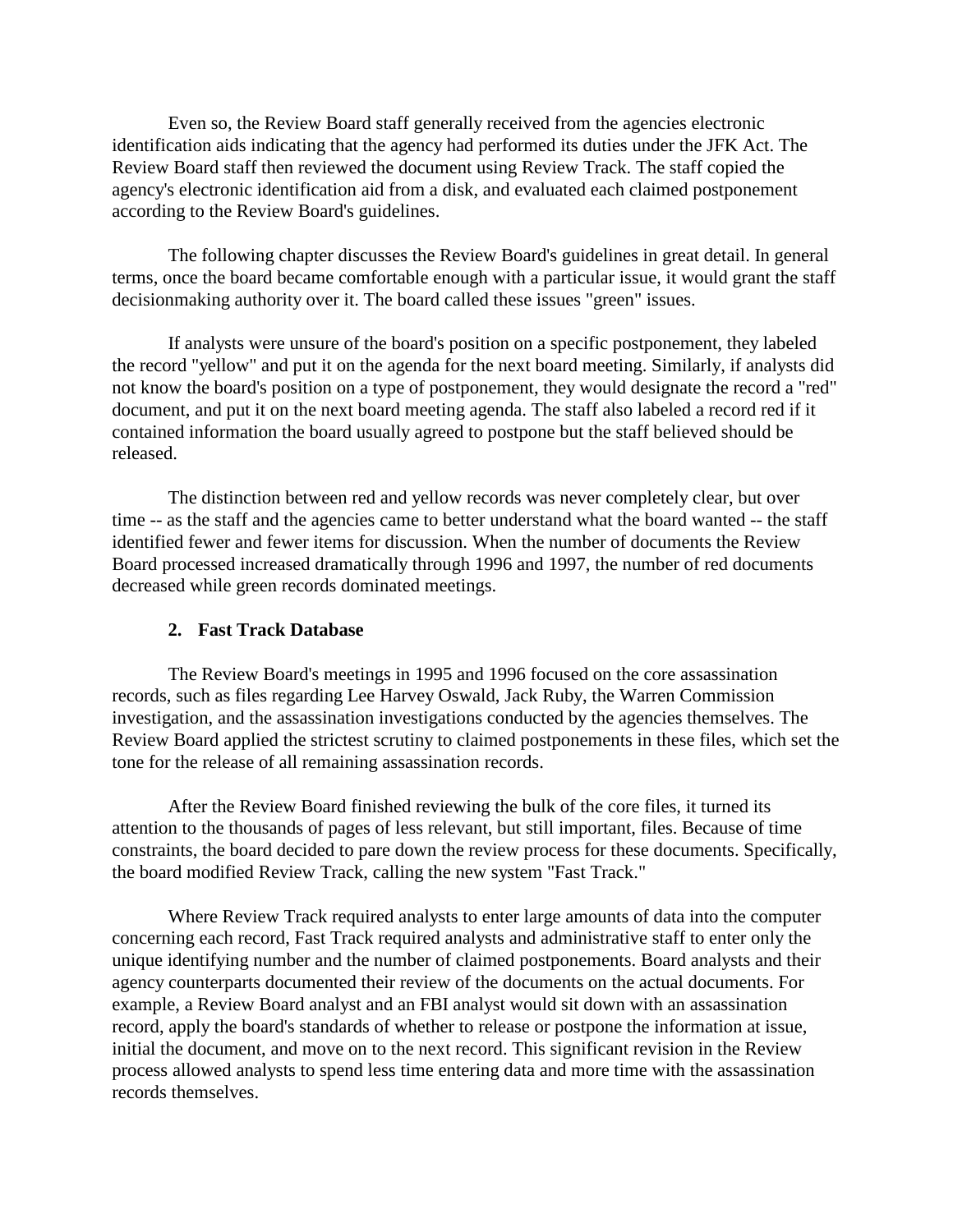Even so, the Review Board staff generally received from the agencies electronic identification aids indicating that the agency had performed its duties under the JFK Act. The Review Board staff then reviewed the document using Review Track. The staff copied the agency's electronic identification aid from a disk, and evaluated each claimed postponement according to the Review Board's guidelines.

The following chapter discusses the Review Board's guidelines in great detail. In general terms, once the board became comfortable enough with a particular issue, it would grant the staff decisionmaking authority over it. The board called these issues "green" issues.

If analysts were unsure of the board's position on a specific postponement, they labeled the record "yellow" and put it on the agenda for the next board meeting. Similarly, if analysts did not know the board's position on a type of postponement, they would designate the record a "red" document, and put it on the next board meeting agenda. The staff also labeled a record red if it contained information the board usually agreed to postpone but the staff believed should be released.

The distinction between red and yellow records was never completely clear, but over time -- as the staff and the agencies came to better understand what the board wanted -- the staff identified fewer and fewer items for discussion. When the number of documents the Review Board processed increased dramatically through 1996 and 1997, the number of red documents decreased while green records dominated meetings.

### 2. Fast Track Database

The Review Board's meetings in 1995 and 1996 focused on the core assassination records, such as files regarding Lee Harvey Oswald, Jack Ruby, the Warren Commission investigation, and the assassination investigations conducted by the agencies themselves. The Review Board applied the strictest scrutiny to claimed postponements in these files, which set the tone for the release of all remaining assassination records.

After the Review Board finished reviewing the bulk of the core files, it turned its attention to the thousands of pages of less relevant, but still important, files. Because of time constraints, the board decided to pare down the review process for these documents. Specifically, the board modified Review Track, calling the new system "Fast Track."

Where Review Track required analysts to enter large amounts of data into the computer concerning each record, Fast Track required analysts and administrative staff to enter only the unique identifying number and the number of claimed postponements. Board analysts and their agency counterparts documented their review of the documents on the actual documents. For example, a Review Board analyst and an FBI analyst would sit down with an assassination record, apply the board's standards of whether to release or postpone the information at issue, initial the document, and move on to the next record. This significant revision in the Review process allowed analysts to spend less time entering data and more time with the assassination records themselves.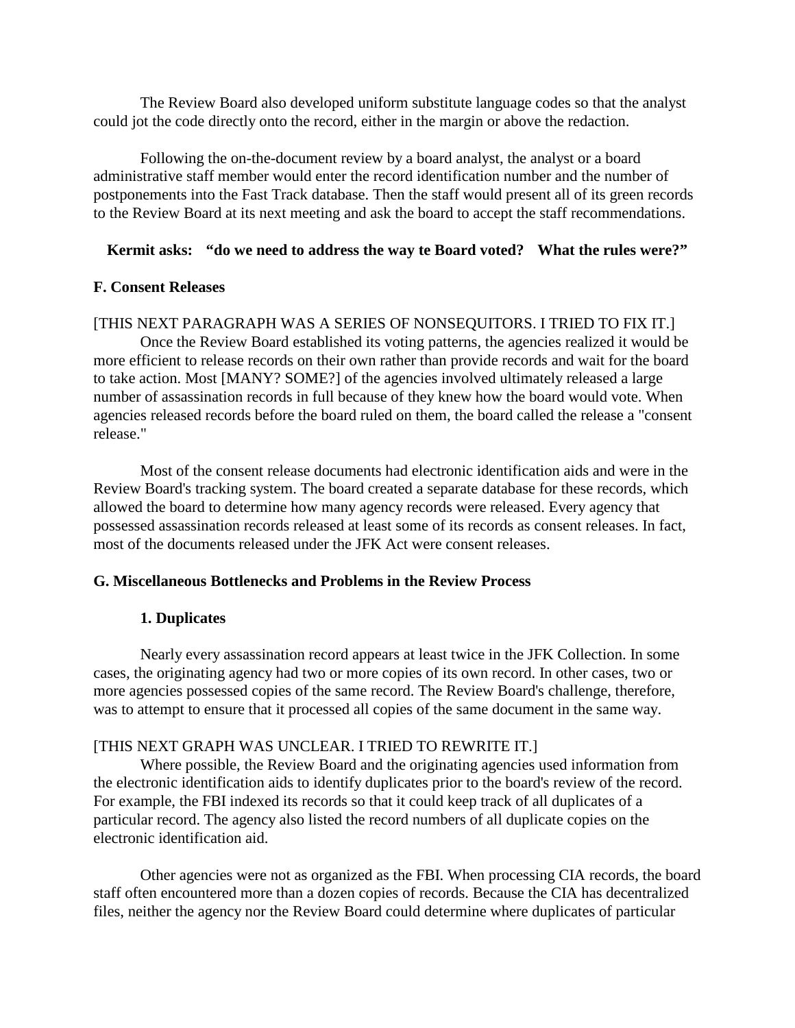The Review Board also developed uniform substitute language codes so that the analyst could jot the code directly onto the record, either in the margin or above the redaction.

Following the on-the-document review by a board analyst, the analyst or a board administrative staff member would enter the record identification number and the number of postponements into the Fast Track database. Then the staff would present all of its green records to the Review Board at its next meeting and ask the board to accept the staff recommendations.

**Kermit asks: "do we need to address the way te Board voted? What the rules were?"**

**F. Consent Releases**

[THIS NEXT PARAGRAPH WAS A SERIES OF NONSEQUITORS. I TRIED TO FIX IT.]

Once the Review Board established its voting patterns, the agencies realized it would be more efficient to release records on their own rather than provide records and wait for the board to take action. Most [MANY? SOME?] of the agencies involved ultimately released a large number of assassination records in full because of they knew how the board would vote. When agencies released records before the board ruled on them, the board called the release a "consent release."

Most of the consent release documents had electronic identification aids and were in the Review Board's tracking system. The board created a separate database for these records, which allowed the board to determine how many agency records were released. Every agency that possessed assassination records released at least some of its records as consent releases. In fact, most of the documents released under the JFK Act were consent releases.

**G. Miscellaneous Bottlenecks and Problems in the Review Process**

**1. Duplicates**

Nearly every assassination record appears at least twice in the JFK Collection. In some cases, the originating agency had two or more copies of its own record. In other cases, two or more agencies possessed copies of the same record. The Review Board's challenge, therefore, was to attempt to ensure that it processed all copies of the same document in the same way.

[THIS NEXT GRAPH WAS UNCLEAR. I TRIED TO REWRITE IT.]

Where possible, the Review Board and the originating agencies used information from the electronic identification aids to identify duplicates prior to the board's review of the record. For example, the FBI indexed its records so that it could keep track of all duplicates of a particular record. The agency also listed the record numbers of all duplicate copies on the electronic identification aid.

Other agencies were not as organized as the FBI. When processing CIA records, the board staff often encountered more than a dozen copies of records. Because the CIA has decentralized files, neither the agency nor the Review Board could determine where duplicates of particular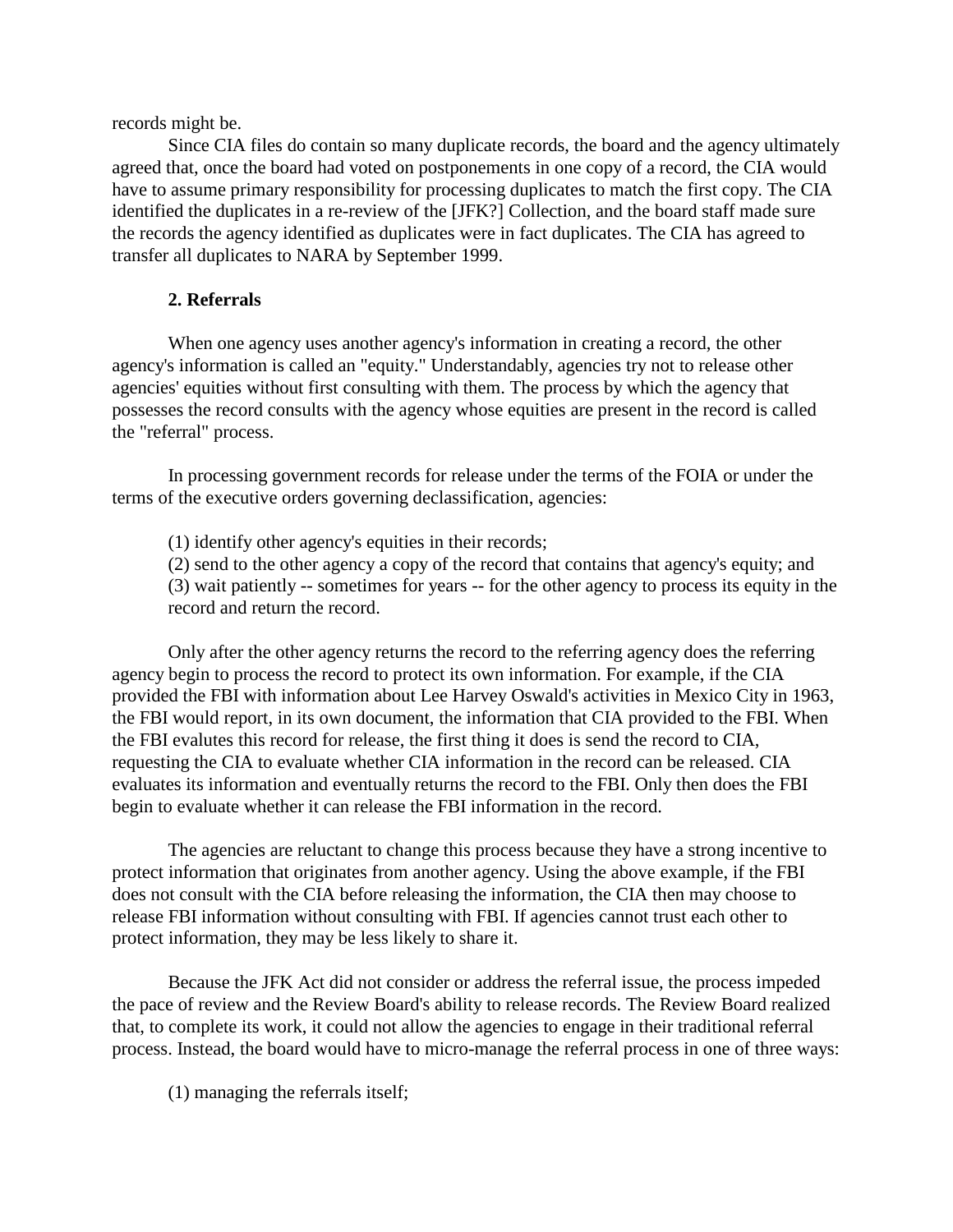records might be.

Since CIA files do contain so many duplicate records, the board and the agency ultimately agreed that, once the board had voted on postponements in one copy of a record, the CIA would have to assume primary responsibility for processing duplicates to match the first copy. The CIA identified the duplicates in a re-review of the [JFK?] Collection, and the board staff made sure the records the agency identified as duplicates were in fact duplicates. The CIA has agreed to transfer all duplicates to NARA by September 1999.

**2. Referrals**

When one agency uses another agency's information in creating a record, the other agency's information is called an "equity." Understandably, agencies try not to release other agencies' equities without first consulting with them. The process by which the agency that possesses the record consults with the agency whose equities are present in the record is called the "referral" process.

In processing government records for release under the terms of the FOIA or under the terms of the executive orders governing declassification, agencies:

(1) identify other agency's equities in their records;
(2) send to the other agency a copy of the record that contains that agency's equity; and
(3) wait patiently -- sometimes for years -- for the other agency to process its equity in the record and return the record.

Only after the other agency returns the record to the referring agency does the referring agency begin to process the record to protect its own information. For example, if the CIA provided the FBI with information about Lee Harvey Oswald's activities in Mexico City in 1963, the FBI would report, in its own document, the information that CIA provided to the FBI. When the FBI evalutes this record for release, the first thing it does is send the record to CIA, requesting the CIA to evaluate whether CIA information in the record can be released. CIA evaluates its information and eventually returns the record to the FBI. Only then does the FBI begin to evaluate whether it can release the FBI information in the record.

The agencies are reluctant to change this process because they have a strong incentive to protect information that originates from another agency. Using the above example, if the FBI does not consult with the CIA before releasing the information, the CIA then may choose to release FBI information without consulting with FBI. If agencies cannot trust each other to protect information, they may be less likely to share it.

Because the JFK Act did not consider or address the referral issue, the process impeded the pace of review and the Review Board's ability to release records. The Review Board realized that, to complete its work, it could not allow the agencies to engage in their traditional referral process. Instead, the board would have to micro-manage the referral process in one of three ways:

(1) managing the referrals itself;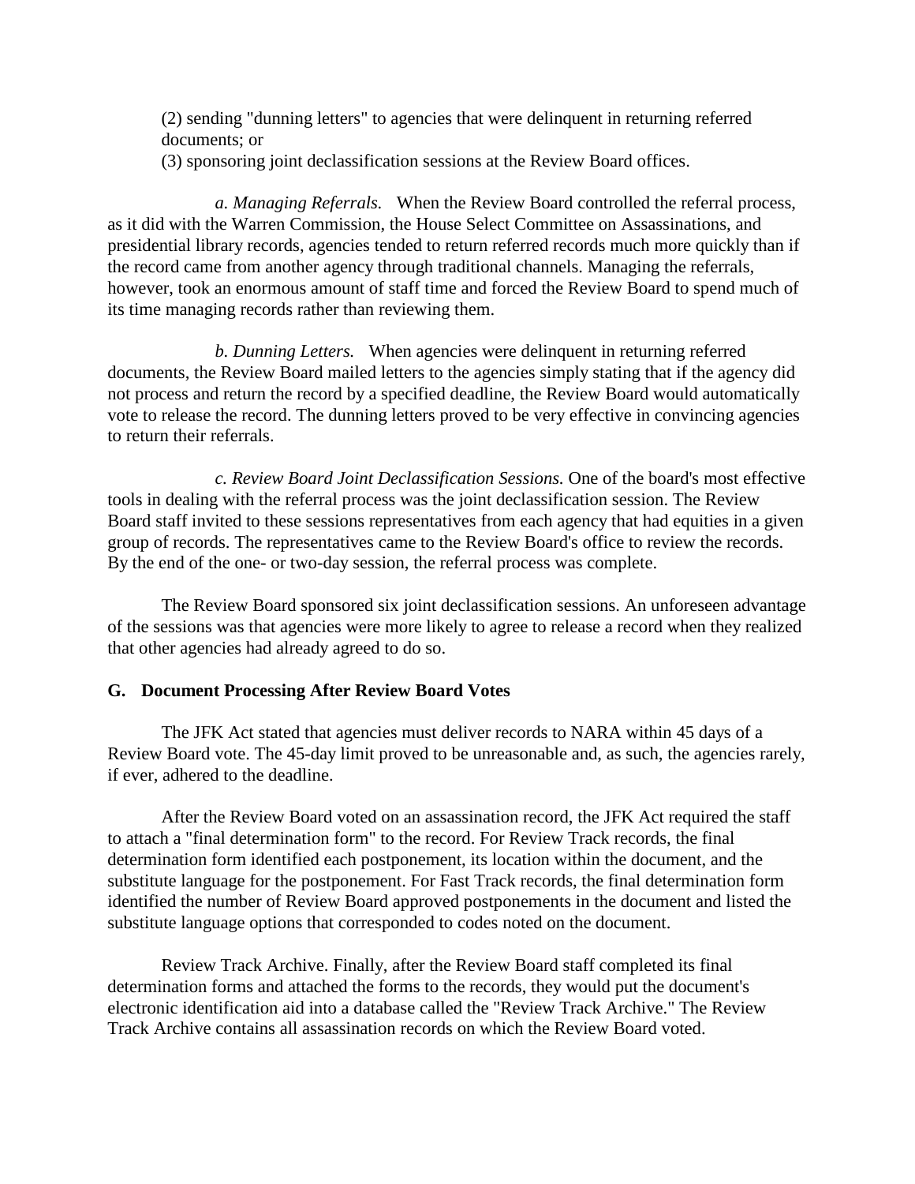(2) sending "dunning letters" to agencies that were delinquent in returning referred documents; or

(3) sponsoring joint declassification sessions at the Review Board offices.

*a. Managing Referrals.* When the Review Board controlled the referral process, as it did with the Warren Commission, the House Select Committee on Assassinations, and presidential library records, agencies tended to return referred records much more quickly than if the record came from another agency through traditional channels. Managing the referrals, however, took an enormous amount of staff time and forced the Review Board to spend much of its time managing records rather than reviewing them.

*b. Dunning Letters.* When agencies were delinquent in returning referred documents, the Review Board mailed letters to the agencies simply stating that if the agency did not process and return the record by a specified deadline, the Review Board would automatically vote to release the record. The dunning letters proved to be very effective in convincing agencies to return their referrals.

*c. Review Board Joint Declassification Sessions.* One of the board's most effective tools in dealing with the referral process was the joint declassification session. The Review Board staff invited to these sessions representatives from each agency that had equities in a given group of records. The representatives came to the Review Board's office to review the records. By the end of the one- or two-day session, the referral process was complete.

The Review Board sponsored six joint declassification sessions. An unforeseen advantage of the sessions was that agencies were more likely to agree to release a record when they realized that other agencies had already agreed to do so.

**G. Document Processing After Review Board Votes**

The JFK Act stated that agencies must deliver records to NARA within 45 days of a Review Board vote. The 45-day limit proved to be unreasonable and, as such, the agencies rarely, if ever, adhered to the deadline.

After the Review Board voted on an assassination record, the JFK Act required the staff to attach a "final determination form" to the record. For Review Track records, the final determination form identified each postponement, its location within the document, and the substitute language for the postponement. For Fast Track records, the final determination form identified the number of Review Board approved postponements in the document and listed the substitute language options that corresponded to codes noted on the document.

Review Track Archive. Finally, after the Review Board staff completed its final determination forms and attached the forms to the records, they would put the document's electronic identification aid into a database called the "Review Track Archive." The Review Track Archive contains all assassination records on which the Review Board voted.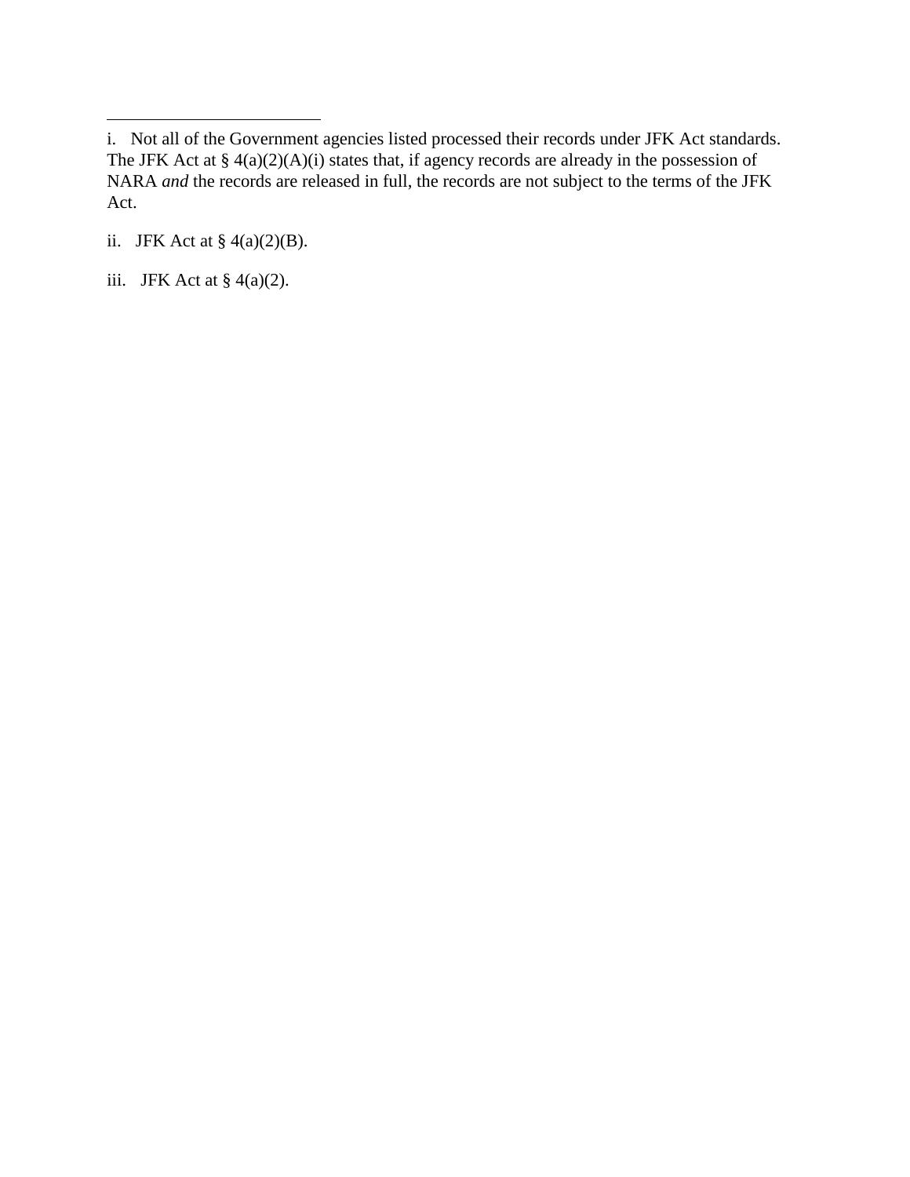i. Not all of the Government agencies listed processed their records under JFK Act standards. The JFK Act at § 4(a)(2)(A)(i) states that, if agency records are already in the possession of NARA *and* the records are released in full, the records are not subject to the terms of the JFK Act.

ii. JFK Act at § 4(a)(2)(B).

iii. JFK Act at § 4(a)(2).